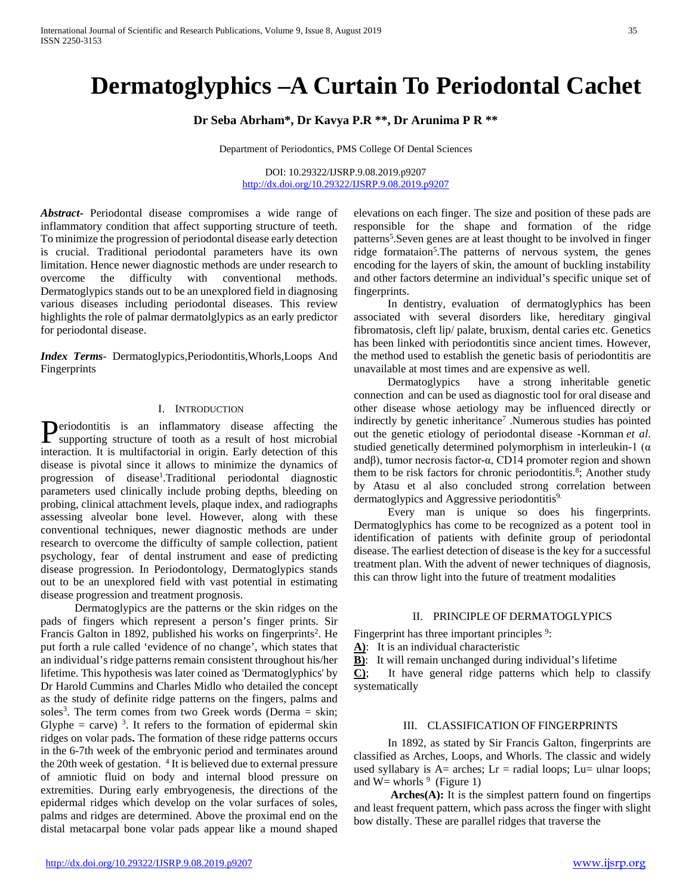# Dermatoglyphics –A Curtain To Periodontal Cachet

**Dr Seba Abrham*, Dr Kavya P.R **, Dr Arunima P R ****

Department of Periodontics, PMS College Of Dental Sciences

DOI: 10.29322/IJSRP.9.08.2019.p9207
http://dx.doi.org/10.29322/IJSRP.9.08.2019.p9207

***Abstract-*** Periodontal disease compromises a wide range of inflammatory condition that affect supporting structure of teeth. To minimize the progression of periodontal disease early detection is crucial. Traditional periodontal parameters have its own limitation. Hence newer diagnostic methods are under research to overcome the difficulty with conventional methods. Dermatoglypics stands out to be an unexplored field in diagnosing various diseases including periodontal diseases. This review highlights the role of palmar dermatolglypics as an early predictor for periodontal disease.

***Index Terms-*** Dermatoglypics,Periodontitis,Whorls,Loops And Fingerprints

## I. Introduction

Periodontitis is an inflammatory disease affecting the supporting structure of tooth as a result of host microbial interaction. It is multifactorial in origin. Early detection of this disease is pivotal since it allows to minimize the dynamics of progression of disease[1].Traditional periodontal diagnostic parameters used clinically include probing depths, bleeding on probing, clinical attachment levels, plaque index, and radiographs assessing alveolar bone level. However, along with these conventional techniques, newer diagnostic methods are under research to overcome the difficulty of sample collection, patient psychology, fear of dental instrument and ease of predicting disease progression. In Periodontology, Dermatoglypics stands out to be an unexplored field with vast potential in estimating disease progression and treatment prognosis.

Dermatoglypics are the patterns or the skin ridges on the pads of fingers which represent a person's finger prints. Sir Francis Galton in 1892, published his works on fingerprints[2]. He put forth a rule called 'evidence of no change', which states that an individual's ridge patterns remain consistent throughout his/her lifetime. This hypothesis was later coined as 'Dermatoglyphics' by Dr Harold Cummins and Charles Midlo who detailed the concept as the study of definite ridge patterns on the fingers, palms and soles[3]. The term comes from two Greek words (Derma = skin; Glyphe = carve) [3]. It refers to the formation of epidermal skin ridges on volar pads**.** The formation of these ridge patterns occurs in the 6-7th week of the embryonic period and terminates around the 20th week of gestation. [4] It is believed due to external pressure of amniotic fluid on body and internal blood pressure on extremities. During early embryogenesis, the directions of the epidermal ridges which develop on the volar surfaces of soles, palms and ridges are determined. Above the proximal end on the distal metacarpal bone volar pads appear like a mound shaped elevations on each finger. The size and position of these pads are responsible for the shape and formation of the ridge patterns[5].Seven genes are at least thought to be involved in finger ridge formataion[5].The patterns of nervous system, the genes encoding for the layers of skin, the amount of buckling instability and other factors determine an individual's specific unique set of fingerprints.

In dentistry, evaluation of dermatoglyphics has been associated with several disorders like, hereditary gingival fibromatosis, cleft lip/ palate, bruxism, dental caries etc. Genetics has been linked with periodontitis since ancient times. However, the method used to establish the genetic basis of periodontitis are unavailable at most times and are expensive as well.

Dermatoglypics have a strong inheritable genetic connection and can be used as diagnostic tool for oral disease and other disease whose aetiology may be influenced directly or indirectly by genetic inheritance[7] .Numerous studies has pointed out the genetic etiology of periodontal disease -Kornman *et al*. studied genetically determined polymorphism in interleukin-1 (α andβ), tumor necrosis factor-α, CD14 promoter region and shown them to be risk factors for chronic periodontitis.[8]; Another study by Atasu et al also concluded strong correlation between dermatoglypics and Aggressive periodontitis[9].

Every man is unique so does his fingerprints. Dermatoglyphics has come to be recognized as a potent tool in identification of patients with definite group of periodontal disease. The earliest detection of disease is the key for a successful treatment plan. With the advent of newer techniques of diagnosis, this can throw light into the future of treatment modalities

## II. Principle Of Dermatoglyphics

Fingerprint has three important principles [9]:

**A)**: It is an individual characteristic

**B)**: It will remain unchanged during individual's lifetime

**C)**; It have general ridge patterns which help to classify systematically

## III. Classification Of Fingerprints

In 1892, as stated by Sir Francis Galton, fingerprints are classified as Arches, Loops, and Whorls. The classic and widely used syllabary is A= arches; Lr = radial loops; Lu= ulnar loops; and W= whorls [9] (Figure 1)

**Arches(A):** It is the simplest pattern found on fingertips and least frequent pattern, which pass across the finger with slight bow distally. These are parallel ridges that traverse the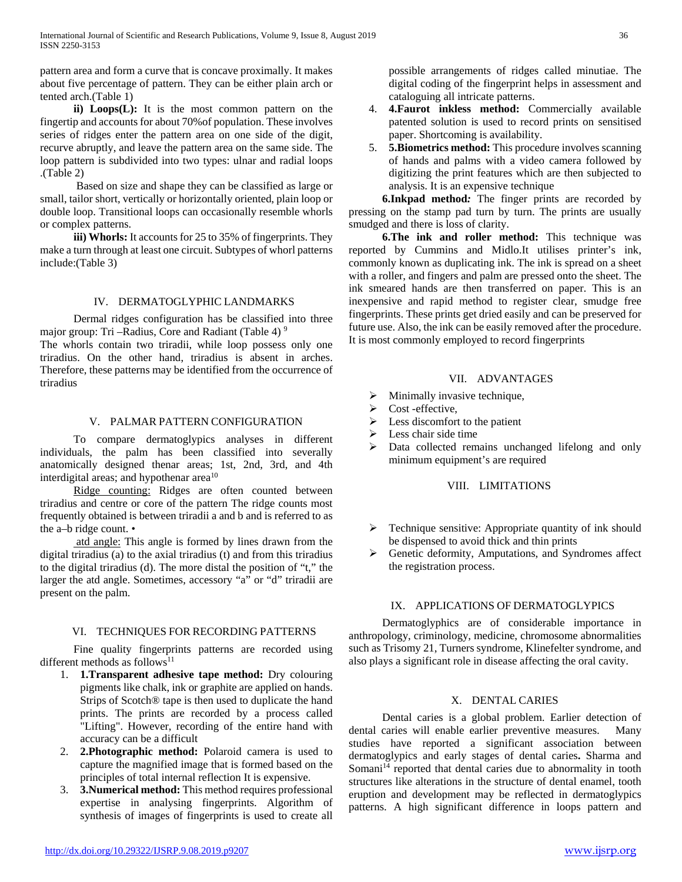pattern area and form a curve that is concave proximally. It makes about five percentage of pattern. They can be either plain arch or tented arch.(Table 1)

**ii) Loops(L):** It is the most common pattern on the fingertip and accounts for about 70%of population. These involves series of ridges enter the pattern area on one side of the digit, recurve abruptly, and leave the pattern area on the same side. The loop pattern is subdivided into two types: ulnar and radial loops .(Table 2)

Based on size and shape they can be classified as large or small, tailor short, vertically or horizontally oriented, plain loop or double loop. Transitional loops can occasionally resemble whorls or complex patterns.

**iii) Whorls:** It accounts for 25 to 35% of fingerprints. They make a turn through at least one circuit. Subtypes of whorl patterns include:(Table 3)

## IV. DERMATOGLYPHIC LANDMARKS

Dermal ridges configuration has be classified into three major group: Tri –Radius, Core and Radiant (Table 4) [9]
The whorls contain two triradii, while loop possess only one triradius. On the other hand, triradius is absent in arches. Therefore, these patterns may be identified from the occurrence of triradius

## V. PALMAR PATTERN CONFIGURATION

To compare dermatoglypics analyses in different individuals, the palm has been classified into severally anatomically designed thenar areas; 1st, 2nd, 3rd, and 4th interdigital areas; and hypothenar area[10]

Ridge counting: Ridges are often counted between triradius and centre or core of the pattern The ridge counts most frequently obtained is between triradii a and b and is referred to as the a–b ridge count. •

atd angle: This angle is formed by lines drawn from the digital triradius (a) to the axial triradius (t) and from this triradius to the digital triradius (d). The more distal the position of "t," the larger the atd angle. Sometimes, accessory "a" or "d" triradii are present on the palm.

## VI. TECHNIQUES FOR RECORDING PATTERNS

Fine quality fingerprints patterns are recorded using different methods as follows[11]

1. **1.Transparent adhesive tape method:** Dry colouring pigments like chalk, ink or graphite are applied on hands. Strips of Scotch® tape is then used to duplicate the hand prints. The prints are recorded by a process called "Lifting". However, recording of the entire hand with accuracy can be a difficult
2. **2.Photographic method:** Polaroid camera is used to capture the magnified image that is formed based on the principles of total internal reflection It is expensive.
3. **3.Numerical method:** This method requires professional expertise in analysing fingerprints. Algorithm of synthesis of images of fingerprints is used to create all possible arrangements of ridges called minutiae. The digital coding of the fingerprint helps in assessment and cataloguing all intricate patterns.
4. **4.Faurot inkless method:** Commercially available patented solution is used to record prints on sensitised paper. Shortcoming is availability.
5. **5.Biometrics method:** This procedure involves scanning of hands and palms with a video camera followed by digitizing the print features which are then subjected to analysis. It is an expensive technique

**6.Inkpad method:** The finger prints are recorded by pressing on the stamp pad turn by turn. The prints are usually smudged and there is loss of clarity.

**6.The ink and roller method:** This technique was reported by Cummins and Midlo.It utilises printer's ink, commonly known as duplicating ink. The ink is spread on a sheet with a roller, and fingers and palm are pressed onto the sheet. The ink smeared hands are then transferred on paper. This is an inexpensive and rapid method to register clear, smudge free fingerprints. These prints get dried easily and can be preserved for future use. Also, the ink can be easily removed after the procedure. It is most commonly employed to record fingerprints

## VII. ADVANTAGES

- Minimally invasive technique,
- Cost -effective,
- Less discomfort to the patient
- Less chair side time
- Data collected remains unchanged lifelong and only minimum equipment's are required

## VIII. LIMITATIONS

- Technique sensitive: Appropriate quantity of ink should be dispensed to avoid thick and thin prints
- Genetic deformity, Amputations, and Syndromes affect the registration process.

## IX. APPLICATIONS OF DERMATOGLYPHICS

Dermatoglyphics are of considerable importance in anthropology, criminology, medicine, chromosome abnormalities such as Trisomy 21, Turners syndrome, Klinefelter syndrome, and also plays a significant role in disease affecting the oral cavity.

## X. DENTAL CARIES

Dental caries is a global problem. Earlier detection of dental caries will enable earlier preventive measures. Many studies have reported a significant association between dermatoglypics and early stages of dental caries**.** Sharma and Somani[14] reported that dental caries due to abnormality in tooth structures like alterations in the structure of dental enamel, tooth eruption and development may be reflected in dermatoglypics patterns. A high significant difference in loops pattern and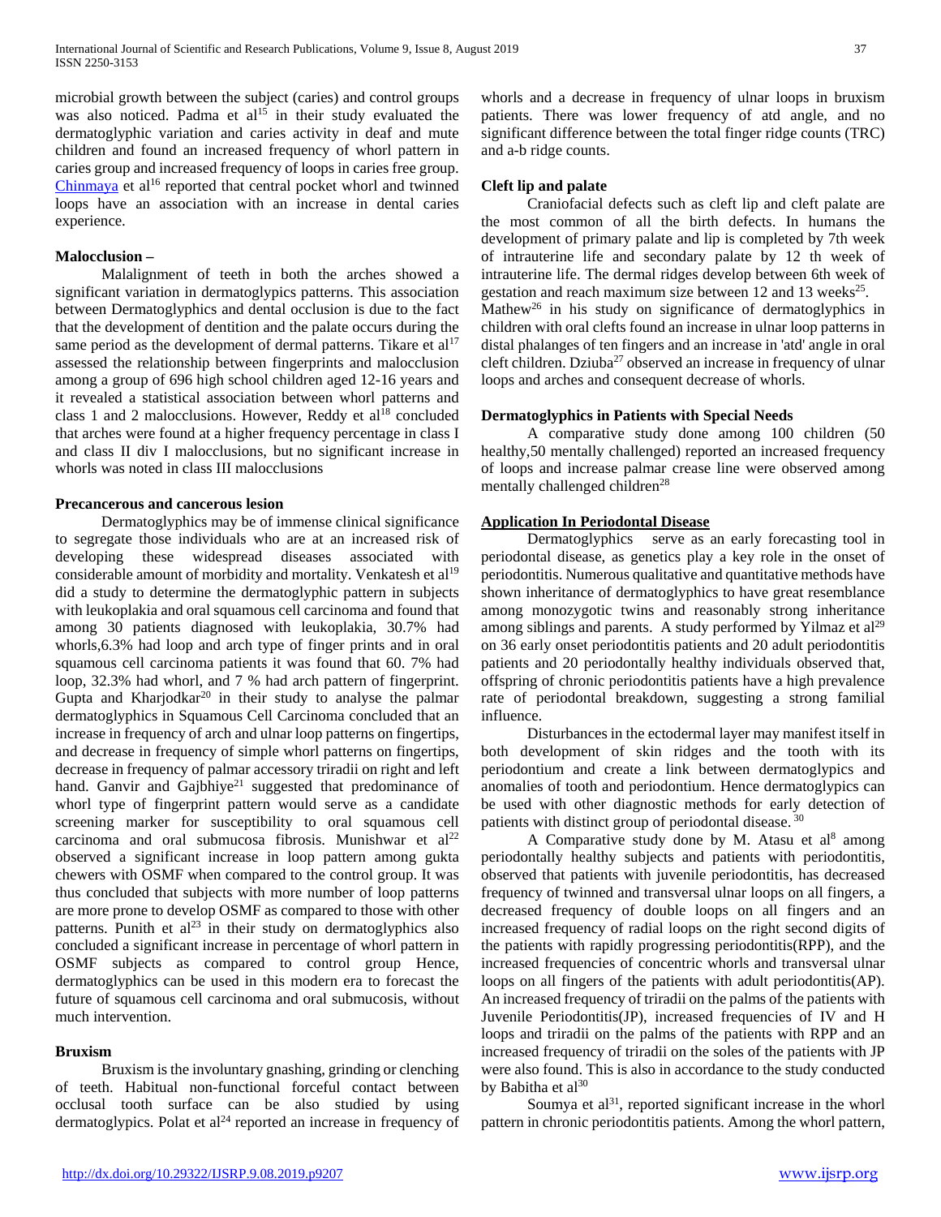microbial growth between the subject (caries) and control groups was also noticed. Padma et al[15] in their study evaluated the dermatoglyphic variation and caries activity in deaf and mute children and found an increased frequency of whorl pattern in caries group and increased frequency of loops in caries free group. Chinmaya et al[16] reported that central pocket whorl and twinned loops have an association with an increase in dental caries experience.

**Malocclusion –**

Malalignment of teeth in both the arches showed a significant variation in dermatoglypics patterns. This association between Dermatoglyphics and dental occlusion is due to the fact that the development of dentition and the palate occurs during the same period as the development of dermal patterns. Tikare et al[17] assessed the relationship between fingerprints and malocclusion among a group of 696 high school children aged 12-16 years and it revealed a statistical association between whorl patterns and class 1 and 2 malocclusions. However, Reddy et al[18] concluded that arches were found at a higher frequency percentage in class I and class II div I malocclusions, but no significant increase in whorls was noted in class III malocclusions

**Precancerous and cancerous lesion**

Dermatoglyphics may be of immense clinical significance to segregate those individuals who are at an increased risk of developing these widespread diseases associated with considerable amount of morbidity and mortality. Venkatesh et al[19] did a study to determine the dermatoglyphic pattern in subjects with leukoplakia and oral squamous cell carcinoma and found that among 30 patients diagnosed with leukoplakia, 30.7% had whorls,6.3% had loop and arch type of finger prints and in oral squamous cell carcinoma patients it was found that 60. 7% had loop, 32.3% had whorl, and 7 % had arch pattern of fingerprint. Gupta and Kharjodkar[20] in their study to analyse the palmar dermatoglyphics in Squamous Cell Carcinoma concluded that an increase in frequency of arch and ulnar loop patterns on fingertips, and decrease in frequency of simple whorl patterns on fingertips, decrease in frequency of palmar accessory triradii on right and left hand. Ganvir and Gajbhiye[21] suggested that predominance of whorl type of fingerprint pattern would serve as a candidate screening marker for susceptibility to oral squamous cell carcinoma and oral submucosa fibrosis. Munishwar et al[22] observed a significant increase in loop pattern among gukta chewers with OSMF when compared to the control group. It was thus concluded that subjects with more number of loop patterns are more prone to develop OSMF as compared to those with other patterns. Punith et al[23] in their study on dermatoglyphics also concluded a significant increase in percentage of whorl pattern in OSMF subjects as compared to control group Hence, dermatoglyphics can be used in this modern era to forecast the future of squamous cell carcinoma and oral submucosis, without much intervention.

**Bruxism**

Bruxism is the involuntary gnashing, grinding or clenching of teeth. Habitual non-functional forceful contact between occlusal tooth surface can be also studied by using dermatoglypics. Polat et al[24] reported an increase in frequency of whorls and a decrease in frequency of ulnar loops in bruxism patients. There was lower frequency of atd angle, and no significant difference between the total finger ridge counts (TRC) and a-b ridge counts.

**Cleft lip and palate**

Craniofacial defects such as cleft lip and cleft palate are the most common of all the birth defects. In humans the development of primary palate and lip is completed by 7th week of intrauterine life and secondary palate by 12 th week of intrauterine life. The dermal ridges develop between 6th week of gestation and reach maximum size between 12 and 13 weeks[25]. Mathew[26] in his study on significance of dermatoglyphics in children with oral clefts found an increase in ulnar loop patterns in distal phalanges of ten fingers and an increase in 'atd' angle in oral cleft children. Dziuba[27] observed an increase in frequency of ulnar loops and arches and consequent decrease of whorls.

**Dermatoglyphics in Patients with Special Needs**

A comparative study done among 100 children (50 healthy,50 mentally challenged) reported an increased frequency of loops and increase palmar crease line were observed among mentally challenged children[28]

**Application In Periodontal Disease**

Dermatoglyphics serve as an early forecasting tool in periodontal disease, as genetics play a key role in the onset of periodontitis. Numerous qualitative and quantitative methods have shown inheritance of dermatoglyphics to have great resemblance among monozygotic twins and reasonably strong inheritance among siblings and parents. A study performed by Yilmaz et al[29] on 36 early onset periodontitis patients and 20 adult periodontitis patients and 20 periodontally healthy individuals observed that, offspring of chronic periodontitis patients have a high prevalence rate of periodontal breakdown, suggesting a strong familial influence.

Disturbances in the ectodermal layer may manifest itself in both development of skin ridges and the tooth with its periodontium and create a link between dermatoglypics and anomalies of tooth and periodontium. Hence dermatoglypics can be used with other diagnostic methods for early detection of patients with distinct group of periodontal disease. [30]

A Comparative study done by M. Atasu et al[8] among periodontally healthy subjects and patients with periodontitis, observed that patients with juvenile periodontitis, has decreased frequency of twinned and transversal ulnar loops on all fingers, a decreased frequency of double loops on all fingers and an increased frequency of radial loops on the right second digits of the patients with rapidly progressing periodontitis(RPP), and the increased frequencies of concentric whorls and transversal ulnar loops on all fingers of the patients with adult periodontitis(AP). An increased frequency of triradii on the palms of the patients with Juvenile Periodontitis(JP), increased frequencies of IV and H loops and triradii on the palms of the patients with RPP and an increased frequency of triradii on the soles of the patients with JP were also found. This is also in accordance to the study conducted by Babitha et al[30]

Soumya et al[31], reported significant increase in the whorl pattern in chronic periodontitis patients. Among the whorl pattern,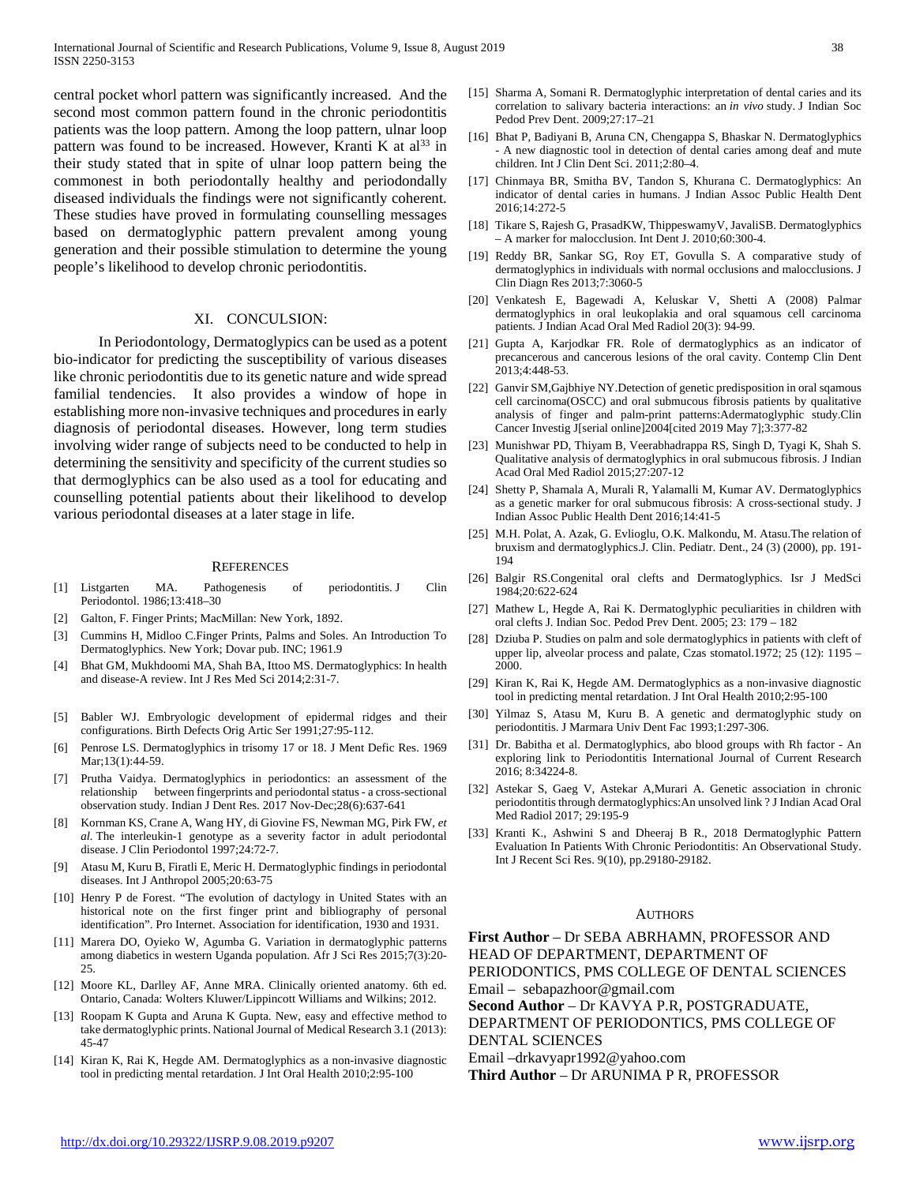central pocket whorl pattern was significantly increased. And the second most common pattern found in the chronic periodontitis patients was the loop pattern. Among the loop pattern, ulnar loop pattern was found to be increased. However, Kranti K at al[33] in their study stated that in spite of ulnar loop pattern being the commonest in both periodontally healthy and periodondally diseased individuals the findings were not significantly coherent. These studies have proved in formulating counselling messages based on dermatoglyphic pattern prevalent among young generation and their possible stimulation to determine the young people's likelihood to develop chronic periodontitis.

## XI. CONCULSION:

In Periodontology, Dermatoglypics can be used as a potent bio-indicator for predicting the susceptibility of various diseases like chronic periodontitis due to its genetic nature and wide spread familial tendencies. It also provides a window of hope in establishing more non-invasive techniques and procedures in early diagnosis of periodontal diseases. However, long term studies involving wider range of subjects need to be conducted to help in determining the sensitivity and specificity of the current studies so that dermoglyphics can be also used as a tool for educating and counselling potential patients about their likelihood to develop various periodontal diseases at a later stage in life.

## REFERENCES

[1] Listgarten MA. Pathogenesis of periodontitis. J Clin Periodontol. 1986;13:418–30

[2] Galton, F. Finger Prints; MacMillan: New York, 1892.

[3] Cummins H, Midloo C.Finger Prints, Palms and Soles. An Introduction To Dermatoglyphics. New York; Dovar pub. INC; 1961.9

[4] Bhat GM, Mukhdoomi MA, Shah BA, Ittoo MS. Dermatoglyphics: In health and disease-A review. Int J Res Med Sci 2014;2:31-7.

[5] Babler WJ. Embryologic development of epidermal ridges and their configurations. Birth Defects Orig Artic Ser 1991;27:95-112.

[6] Penrose LS. Dermatoglyphics in trisomy 17 or 18. J Ment Defic Res. 1969 Mar;13(1):44-59.

[7] Prutha Vaidya. Dermatoglyphics in periodontics: an assessment of the relationship between fingerprints and periodontal status - a cross-sectional observation study. Indian J Dent Res. 2017 Nov-Dec;28(6):637-641

[8] Kornman KS, Crane A, Wang HY, di Giovine FS, Newman MG, Pirk FW, *et al.* The interleukin-1 genotype as a severity factor in adult periodontal disease. J Clin Periodontol 1997;24:72-7.

[9] Atasu M, Kuru B, Firatli E, Meric H. Dermatoglyphic findings in periodontal diseases. Int J Anthropol 2005;20:63-75

[10] Henry P de Forest. "The evolution of dactylogy in United States with an historical note on the first finger print and bibliography of personal identification". Pro Internet. Association for identification, 1930 and 1931.

[11] Marera DO, Oyieko W, Agumba G. Variation in dermatoglyphic patterns among diabetics in western Uganda population. Afr J Sci Res 2015;7(3):20-25.

[12] Moore KL, Darlley AF, Anne MRA. Clinically oriented anatomy. 6th ed. Ontario, Canada: Wolters Kluwer/Lippincott Williams and Wilkins; 2012.

[13] Roopam K Gupta and Aruna K Gupta. New, easy and effective method to take dermatoglyphic prints. National Journal of Medical Research 3.1 (2013): 45-47

[14] Kiran K, Rai K, Hegde AM. Dermatoglyphics as a non-invasive diagnostic tool in predicting mental retardation. J Int Oral Health 2010;2:95-100

[15] Sharma A, Somani R. Dermatoglyphic interpretation of dental caries and its correlation to salivary bacteria interactions: an *in vivo* study. J Indian Soc Pedod Prev Dent. 2009;27:17–21

[16] Bhat P, Badiyani B, Aruna CN, Chengappa S, Bhaskar N. Dermatoglyphics - A new diagnostic tool in detection of dental caries among deaf and mute children. Int J Clin Dent Sci. 2011;2:80–4.

[17] Chinmaya BR, Smitha BV, Tandon S, Khurana C. Dermatoglyphics: An indicator of dental caries in humans. J Indian Assoc Public Health Dent 2016;14:272-5

[18] Tikare S, Rajesh G, PrasadKW, ThippeswamyV, JavaliSB. Dermatoglyphics – A marker for malocclusion. Int Dent J. 2010;60:300-4.

[19] Reddy BR, Sankar SG, Roy ET, Govulla S. A comparative study of dermatoglyphics in individuals with normal occlusions and malocclusions. J Clin Diagn Res 2013;7:3060-5

[20] Venkatesh E, Bagewadi A, Keluskar V, Shetti A (2008) Palmar dermatoglyphics in oral leukoplakia and oral squamous cell carcinoma patients. J Indian Acad Oral Med Radiol 20(3): 94-99.

[21] Gupta A, Karjodkar FR. Role of dermatoglyphics as an indicator of precancerous and cancerous lesions of the oral cavity. Contemp Clin Dent 2013;4:448-53.

[22] Ganvir SM,Gajbhiye NY.Detection of genetic predisposition in oral sqamous cell carcinoma(OSCC) and oral submucous fibrosis patients by qualitative analysis of finger and palm-print patterns:Adermatoglyphic study.Clin Cancer Investig J[serial online]2004[cited 2019 May 7];3:377-82

[23] Munishwar PD, Thiyam B, Veerabhadrappa RS, Singh D, Tyagi K, Shah S. Qualitative analysis of dermatoglyphics in oral submucous fibrosis. J Indian Acad Oral Med Radiol 2015;27:207-12

[24] Shetty P, Shamala A, Murali R, Yalamalli M, Kumar AV. Dermatoglyphics as a genetic marker for oral submucous fibrosis: A cross-sectional study. J Indian Assoc Public Health Dent 2016;14:41-5

[25] M.H. Polat, A. Azak, G. Evlioglu, O.K. Malkondu, M. Atasu.The relation of bruxism and dermatoglyphics.J. Clin. Pediatr. Dent., 24 (3) (2000), pp. 191-194

[26] Balgir RS.Congenital oral clefts and Dermatoglyphics. Isr J MedSci 1984;20:622-624

[27] Mathew L, Hegde A, Rai K. Dermatoglyphic peculiarities in children with oral clefts J. Indian Soc. Pedod Prev Dent. 2005; 23: 179 – 182

[28] Dziuba P. Studies on palm and sole dermatoglyphics in patients with cleft of upper lip, alveolar process and palate, Czas stomatol.1972; 25 (12): 1195 – 2000.

[29] Kiran K, Rai K, Hegde AM. Dermatoglyphics as a non-invasive diagnostic tool in predicting mental retardation. J Int Oral Health 2010;2:95-100

[30] Yilmaz S, Atasu M, Kuru B. A genetic and dermatoglyphic study on periodontitis. J Marmara Univ Dent Fac 1993;1:297-306.

[31] Dr. Babitha et al. Dermatoglyphics, abo blood groups with Rh factor - An exploring link to Periodontitis International Journal of Current Research 2016; 8:34224-8.

[32] Astekar S, Gaeg V, Astekar A,Murari A. Genetic association in chronic periodontitis through dermatoglyphics:An unsolved link ? J Indian Acad Oral Med Radiol 2017; 29:195-9

[33] Kranti K., Ashwini S and Dheeraj B R., 2018 Dermatoglyphic Pattern Evaluation In Patients With Chronic Periodontitis: An Observational Study. Int J Recent Sci Res. 9(10), pp.29180-29182.

## AUTHORS

**First Author** – Dr SEBA ABRHAMN, PROFESSOR AND HEAD OF DEPARTMENT, DEPARTMENT OF PERIODONTICS, PMS COLLEGE OF DENTAL SCIENCES
Email – sebapazhoor@gmail.com

**Second Author** – Dr KAVYA P.R, POSTGRADUATE, DEPARTMENT OF PERIODONTICS, PMS COLLEGE OF DENTAL SCIENCES
Email –drkavyapr1992@yahoo.com

**Third Author** – Dr ARUNIMA P R, PROFESSOR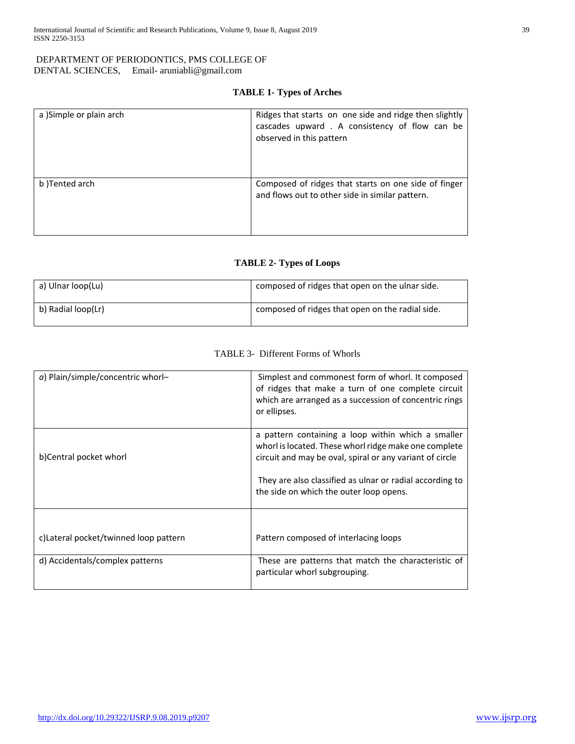DEPARTMENT OF PERIODONTICS, PMS COLLEGE OF DENTAL SCIENCES, Email- aruniabli@gmail.com

**TABLE 1- Types of Arches**

| | |
|---|---|
| a )Simple or plain arch | Ridges that starts on one side and ridge then slightly cascades upward . A consistency of flow can be observed in this pattern |
| b )Tented arch | Composed of ridges that starts on one side of finger and flows out to other side in similar pattern. |

**TABLE 2- Types of Loops**

| | |
|---|---|
| a) Ulnar loop(Lu) | composed of ridges that open on the ulnar side. |
| b) Radial loop(Lr) | composed of ridges that open on the radial side. |

TABLE 3- Different Forms of Whorls

| | |
|---|---|
| *a*) Plain/simple/concentric whorl– | Simplest and commonest form of whorl. It composed of ridges that make a turn of one complete circuit which are arranged as a succession of concentric rings or ellipses. |
| b)Central pocket whorl | a pattern containing a loop within which a smaller whorl is located. These whorl ridge make one complete circuit and may be oval, spiral or any variant of circle<br><br>They are also classified as ulnar or radial according to the side on which the outer loop opens. |
| c)Lateral pocket/twinned loop pattern | Pattern composed of interlacing loops |
| d) Accidentals/complex patterns | These are patterns that match the characteristic of particular whorl subgrouping. |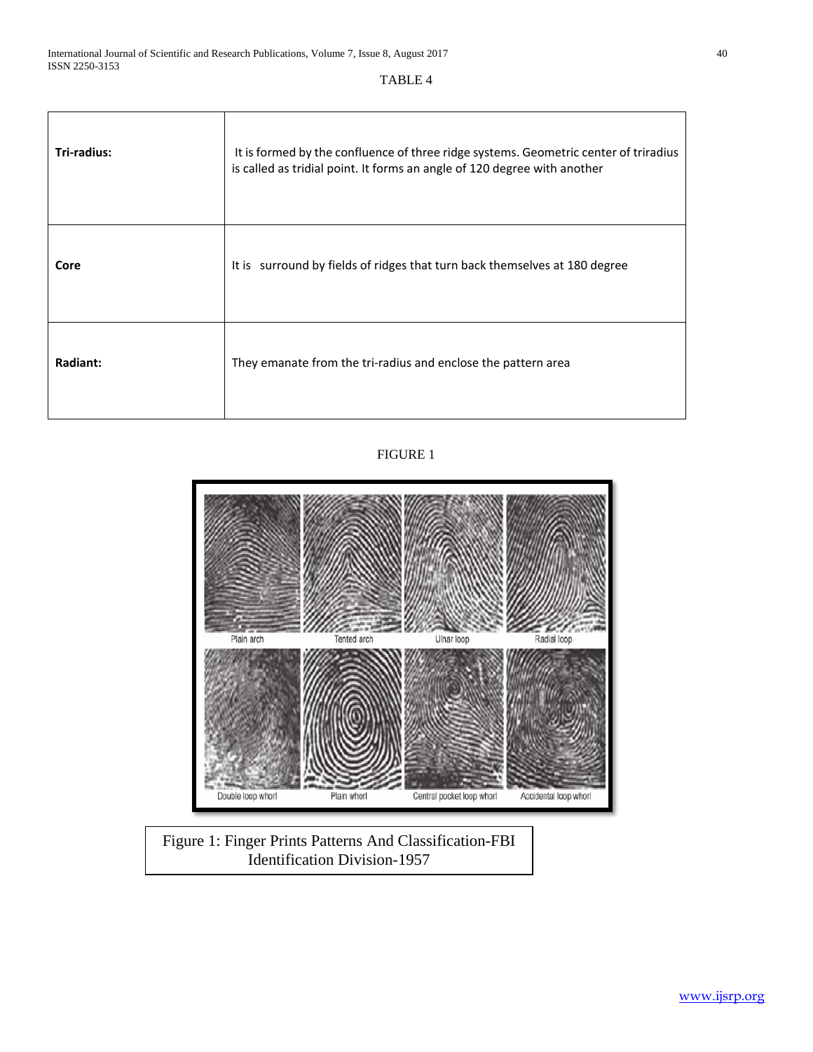TABLE 4

| | |
|---|---|
| **Tri-radius:** | It is formed by the confluence of three ridge systems. Geometric center of triradius is called as tridial point. It forms an angle of 120 degree with another |
| **Core** | It is surround by fields of ridges that turn back themselves at 180 degree |
| **Radiant:** | They emanate from the tri-radius and enclose the pattern area |

FIGURE 1

Plain arch

Tented arch

Ulnar loop

Radial loop

Double loop whorl

Plain whorl

Central pocket loop whorl

Accidental loop whorl

Figure 1: Finger Prints Patterns And Classification-FBI Identification Division-1957